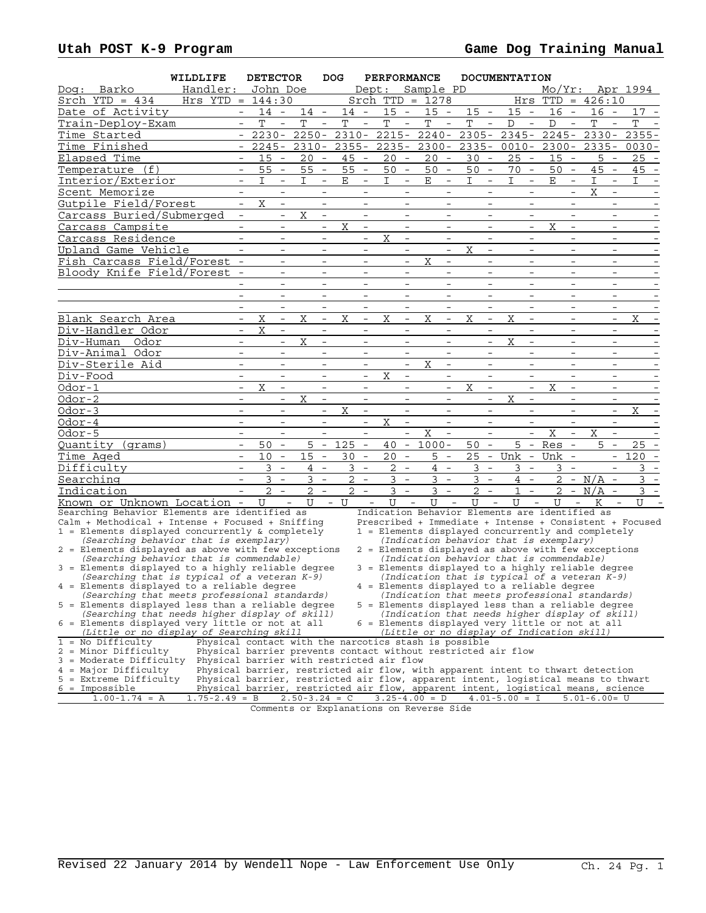**WILDLIFE DETECTOR DOG PERFORMANCE DOCUMENTATION**

Dog: Barko Handler: John Doe Dept: Sample PD Mo/Yr: Apr 1994

Srch YTD = 434 Hrs YTD = 144:30 Srch TTD = 1278 Hrs TTD = 426:10

| Date of Activity | 14 | 14 | 14 | 15 | 15 | 15 | 15 | 16 | 16 | 17 |
|---|---|---|---|---|---|---|---|---|---|---|
| Train-Deploy-Exam | T | T | T | T | T | T | D | D | T | T |
| Time Started | 2230 | 2250 | 2310 | 2215 | 2240 | 2305 | 2345 | 2245 | 2330 | 2355 |
| Time Finished | 2245 | 2310 | 2355 | 2235 | 2300 | 2335 | 0010 | 2300 | 2335 | 0030 |
| Elapsed Time | 15 | 20 | 45 | 20 | 20 | 30 | 25 | 15 | 5 | 25 |
| Temperature (f) | 55 | 55 | 55 | 50 | 50 | 50 | 70 | 50 | 45 | 45 |
| Interior/Exterior | I | I | E | I | E | I | I | E | I | I |
| Scent Memorize | | | | | | | | | X | |
| Gutpile Field/Forest | X | | | | | | | | | |
| Carcass Buried/Submerged | | X | | | | | | | | |
| Carcass Campsite | | | X | | | | | X | | |
| Carcass Residence | | | | X | | | | | | |
| Upland Game Vehicle | | | | | | X | | | | |
| Fish Carcass Field/Forest | | | | | X | | | | | |
| Bloody Knife Field/Forest | | | | | | | | | | |
| | | | | | | | | | | |
| | | | | | | | | | | |
| | | | | | | | | | | |
| Blank Search Area | X | X | X | X | X | X | X | | | X |
| Div-Handler Odor | X | | | | | | | | | |
| Div-Human Odor | | X | | | | | X | | | |
| Div-Animal Odor | | | | | | | | | | |
| Div-Sterile Aid | | | | | X | | | | | |
| Div-Food | | | | X | | | | | | |
| Odor-1 | X | | | | | X | | X | | |
| Odor-2 | | X | | | | | X | | | |
| Odor-3 | | | X | | | | | | | X |
| Odor-4 | | | | X | | | | | | |
| Odor-5 | | | | | X | | | X | X | |
| Quantity (grams) | 50 | 5 | 125 | 40 | 1000 | 50 | 5 | Res | 5 | 25 |
| Time Aged | 10 | 15 | 30 | 20 | 5 | 25 | Unk | Unk | | 120 |
| Difficulty | 3 | 4 | 3 | 2 | 4 | 3 | 3 | 3 | | 3 |
| Searching | 3 | 3 | 2 | 3 | 3 | 3 | 4 | 2 | N/A | 3 |
| Indication | 2 | 2 | 2 | 3 | 3 | 2 | 1 | 2 | N/A | 3 |
| Known or Unknown Location | U | U | U | U | U | U | U | U | K | U |

Searching Behavior Elements are identified as Calm + Methodical + Intense + Focused + Sniffing

1 = Elements displayed concurrently & completely
*(Searching behavior that is exemplary)*
2 = Elements displayed as above with few exceptions
*(Searching behavior that is commendable)*
3 = Elements displayed to a highly reliable degree
*(Searching that is typical of a veteran K-9)*
4 = Elements displayed to a reliable degree
*(Searching that meets professional standards)*
5 = Elements displayed less than a reliable degree
*(Searching that needs higher display of skill)*
6 = Elements displayed very little or not at all
*(Little or no display of Searching skill*

Indication Behavior Elements are identified as Prescribed + Immediate + Intense + Consistent + Focused

1 = Elements displayed concurrently and completely
*(Indication behavior that is exemplary)*
2 = Elements displayed as above with few exceptions
*(Indication behavior that is commendable)*
3 = Elements displayed to a highly reliable degree
*(Indication that is typical of a veteran K-9)*
4 = Elements displayed to a reliable degree
*(Indication that meets professional standards)*
5 = Elements displayed less than a reliable degree
*(Indication that needs higher display of skill)*
6 = Elements displayed very little or not at all
*(Little or no display of Indication skill)*

1 = No Difficulty — Physical contact with the narcotics stash is possible
2 = Minor Difficulty — Physical barrier prevents contact without restricted air flow
3 = Moderate Difficulty — Physical barrier with restricted air flow
4 = Major Difficulty — Physical barrier, restricted air flow, with apparent intent to thwart detection
5 = Extreme Difficulty — Physical barrier, restricted air flow, apparent intent, logistical means to thwart
6 = Impossible — Physical barrier, restricted air flow, apparent intent, logistical means, science

1.00-1.74 = A 1.75-2.49 = B 2.50-3.24 = C 3.25-4.00 = D 4.01-5.00 = I 5.01-6.00= U

Comments or Explanations on Reverse Side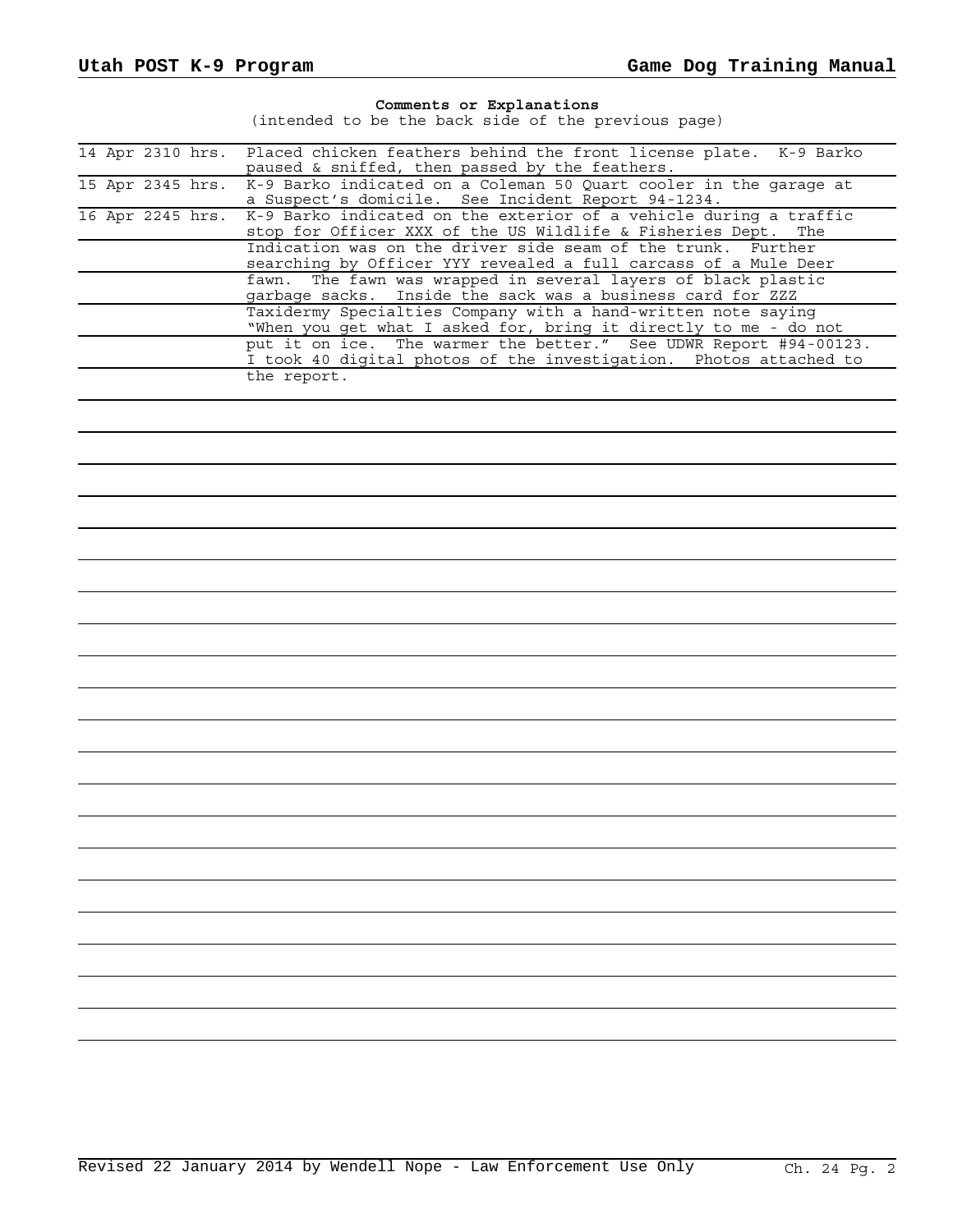**Comments or Explanations**

(intended to be the back side of the previous page)

| | |
|---|---|
| 14 Apr 2310 hrs. | Placed chicken feathers behind the front license plate. K-9 Barko paused & sniffed, then passed by the feathers. |
| 15 Apr 2345 hrs. | K-9 Barko indicated on a Coleman 50 Quart cooler in the garage at a Suspect's domicile. See Incident Report 94-1234. |
| 16 Apr 2245 hrs. | K-9 Barko indicated on the exterior of a vehicle during a traffic stop for Officer XXX of the US Wildlife & Fisheries Dept. The Indication was on the driver side seam of the trunk. Further searching by Officer YYY revealed a full carcass of a Mule Deer fawn. The fawn was wrapped in several layers of black plastic garbage sacks. Inside the sack was a business card for ZZZ Taxidermy Specialties Company with a hand-written note saying "When you get what I asked for, bring it directly to me - do not put it on ice. The warmer the better." See UDWR Report #94-00123. I took 40 digital photos of the investigation. Photos attached to the report. |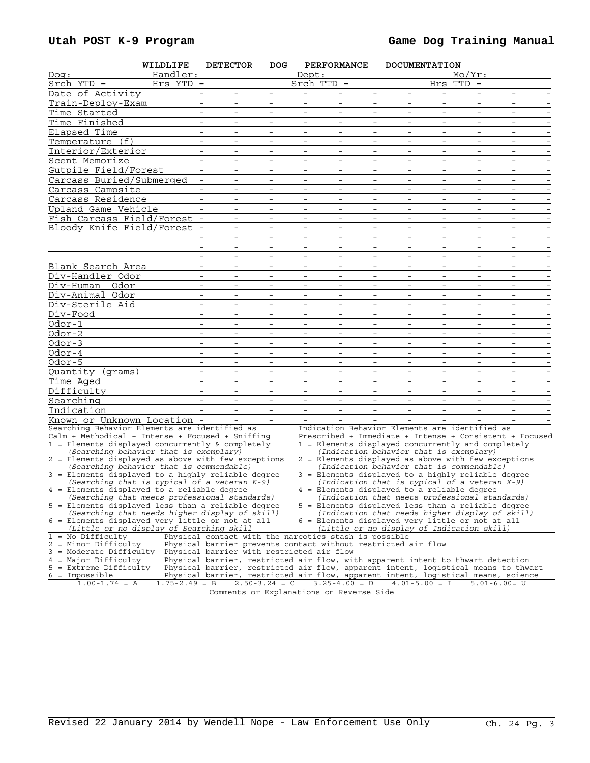## WILDLIFE DETECTOR DOG PERFORMANCE DOCUMENTATION

Dog: Handler: Dept: Mo/Yr:

Srch YTD = Hrs YTD = Srch TTD = Hrs TTD =

| | | | | | | | | | | | |
|---|---|---|---|---|---|---|---|---|---|---|---|
| Date of Activity | - | - | - | - | - | - | - | - | - | - | - |
| Train-Deploy-Exam | - | - | - | - | - | - | - | - | - | - | - |
| Time Started | - | - | - | - | - | - | - | - | - | - | - |
| Time Finished | - | - | - | - | - | - | - | - | - | - | - |
| Elapsed Time | - | - | - | - | - | - | - | - | - | - | - |
| Temperature (f) | - | - | - | - | - | - | - | - | - | - | - |
| Interior/Exterior | - | - | - | - | - | - | - | - | - | - | - |
| Scent Memorize | - | - | - | - | - | - | - | - | - | - | - |
| Gutpile Field/Forest | - | - | - | - | - | - | - | - | - | - | - |
| Carcass Buried/Submerged | - | - | - | - | - | - | - | - | - | - | - |
| Carcass Campsite | - | - | - | - | - | - | - | - | - | - | - |
| Carcass Residence | - | - | - | - | - | - | - | - | - | - | - |
| Upland Game Vehicle | - | - | - | - | - | - | - | - | - | - | - |
| Fish Carcass Field/Forest | - | - | - | - | - | - | - | - | - | - | - |
| Bloody Knife Field/Forest | - | - | - | - | - | - | - | - | - | - | - |
| | - | - | - | - | - | - | - | - | - | - | - |
| | - | - | - | - | - | - | - | - | - | - | - |
| | - | - | - | - | - | - | - | - | - | - | - |
| Blank Search Area | - | - | - | - | - | - | - | - | - | - | - |
| Div-Handler Odor | - | - | - | - | - | - | - | - | - | - | - |
| Div-Human Odor | - | - | - | - | - | - | - | - | - | - | - |
| Div-Animal Odor | - | - | - | - | - | - | - | - | - | - | - |
| Div-Sterile Aid | - | - | - | - | - | - | - | - | - | - | - |
| Div-Food | - | - | - | - | - | - | - | - | - | - | - |
| Odor-1 | - | - | - | - | - | - | - | - | - | - | - |
| Odor-2 | - | - | - | - | - | - | - | - | - | - | - |
| Odor-3 | - | - | - | - | - | - | - | - | - | - | - |
| Odor-4 | - | - | - | - | - | - | - | - | - | - | - |
| Odor-5 | - | - | - | - | - | - | - | - | - | - | - |
| Quantity (grams) | - | - | - | - | - | - | - | - | - | - | - |
| Time Aged | - | - | - | - | - | - | - | - | - | - | - |
| Difficulty | - | - | - | - | - | - | - | - | - | - | - |
| Searching | - | - | - | - | - | - | - | - | - | - | - |
| Indication | - | - | - | - | - | - | - | - | - | - | - |
| Known or Unknown Location | - | - | - | - | - | - | - | - | - | - | - |

Searching Behavior Elements are identified as Calm + Methodical + Intense + Focused + Sniffing

1 = Elements displayed concurrently & completely
*(Searching behavior that is exemplary)*
2 = Elements displayed as above with few exceptions
*(Searching behavior that is commendable)*
3 = Elements displayed to a highly reliable degree
*(Searching that is typical of a veteran K-9)*
4 = Elements displayed to a reliable degree
*(Searching that meets professional standards)*
5 = Elements displayed less than a reliable degree
*(Searching that needs higher display of skill)*
6 = Elements displayed very little or not at all
*(Little or no display of Searching skill)*

Indication Behavior Elements are identified as Prescribed + Immediate + Intense + Consistent + Focused

1 = Elements displayed concurrently and completely
*(Indication behavior that is exemplary)*
2 = Elements displayed as above with few exceptions
*(Indication behavior that is commendable)*
3 = Elements displayed to a highly reliable degree
*(Indication that is typical of a veteran K-9)*
4 = Elements displayed to a reliable degree
*(Indication that meets professional standards)*
5 = Elements displayed less than a reliable degree
*(Indication that needs higher display of skill)*
6 = Elements displayed very little or not at all
*(Little or no display of Indication skill)*

| | |
|---|---|
| 1 = No Difficulty | Physical contact with the narcotics stash is possible |
| 2 = Minor Difficulty | Physical barrier prevents contact without restricted air flow |
| 3 = Moderate Difficulty | Physical barrier with restricted air flow |
| 4 = Major Difficulty | Physical barrier, restricted air flow, with apparent intent to thwart detection |
| 5 = Extreme Difficulty | Physical barrier, restricted air flow, apparent intent, logistical means to thwart |
| 6 = Impossible | Physical barrier, restricted air flow, apparent intent, logistical means, science |

1.00-1.74 = A 1.75-2.49 = B 2.50-3.24 = C 3.25-4.00 = D 4.01-5.00 = I 5.01-6.00= U

Comments or Explanations on Reverse Side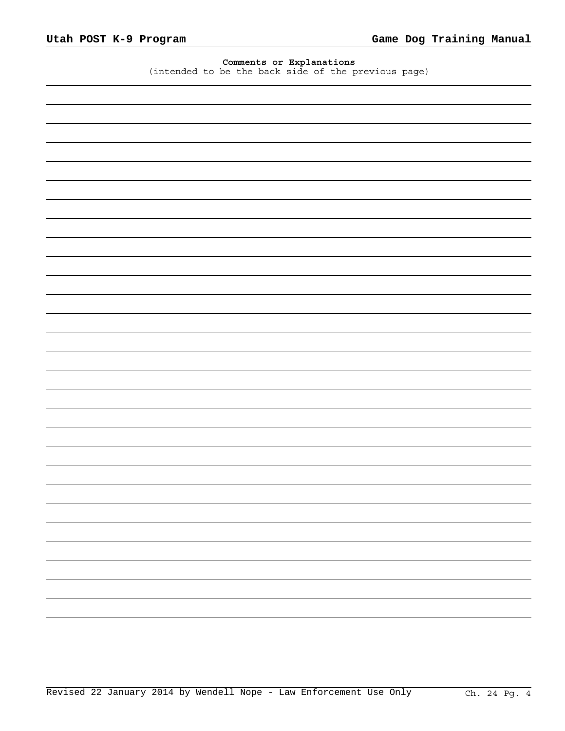**Comments or Explanations**
(intended to be the back side of the previous page)